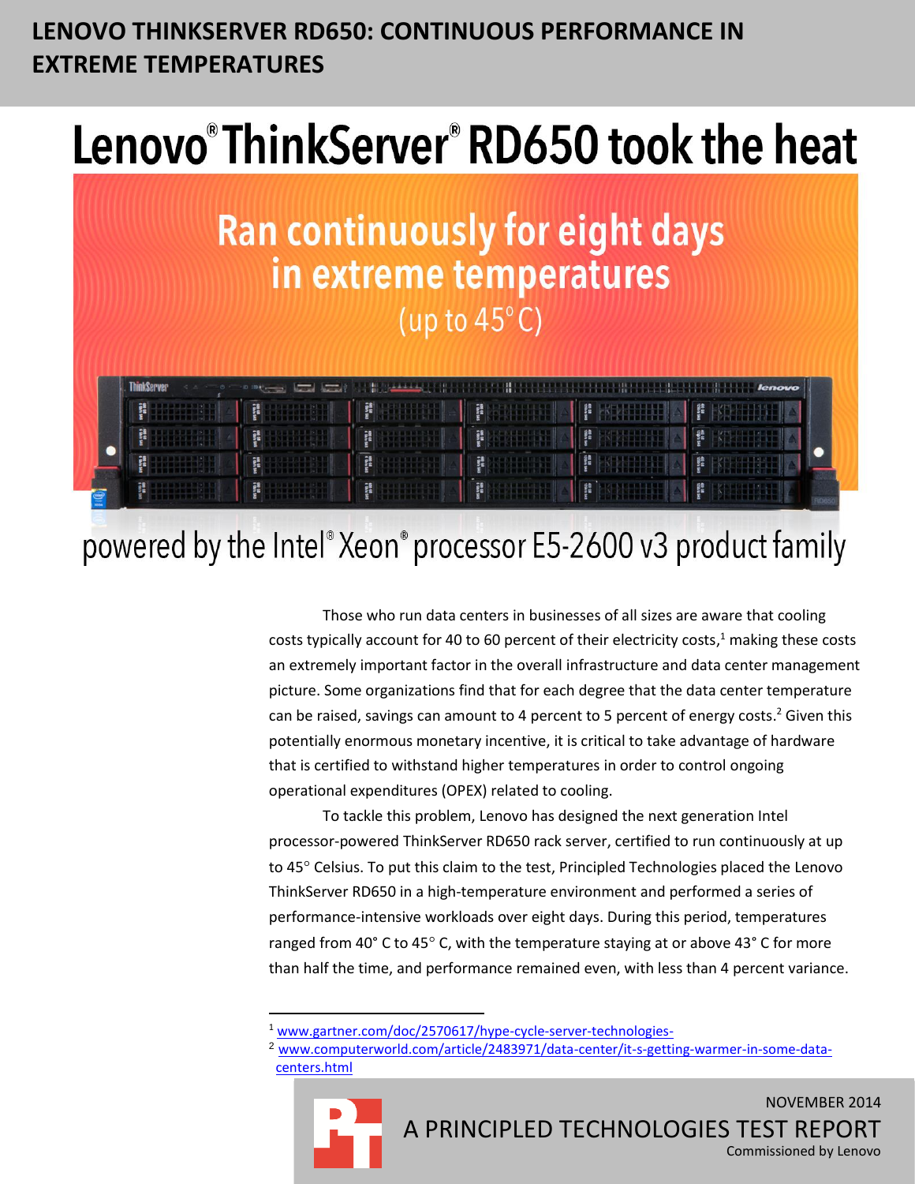# LENOVO THINKSERVER RD650: CONTINUOUS PERFORMANCE IN EXTREME TEMPERATURES

## Lenovo® ThinkServer® RD650 took the heat

**Ran continuously for eight days in extreme temperatures**
(up to 45° C)

powered by the Intel® Xeon® processor E5-2600 v3 product family

Those who run data centers in businesses of all sizes are aware that cooling costs typically account for 40 to 60 percent of their electricity costs,[1] making these costs an extremely important factor in the overall infrastructure and data center management picture. Some organizations find that for each degree that the data center temperature can be raised, savings can amount to 4 percent to 5 percent of energy costs.[2] Given this potentially enormous monetary incentive, it is critical to take advantage of hardware that is certified to withstand higher temperatures in order to control ongoing operational expenditures (OPEX) related to cooling.

To tackle this problem, Lenovo has designed the next generation Intel processor-powered ThinkServer RD650 rack server, certified to run continuously at up to 45° Celsius. To put this claim to the test, Principled Technologies placed the Lenovo ThinkServer RD650 in a high-temperature environment and performed a series of performance-intensive workloads over eight days. During this period, temperatures ranged from 40° C to 45° C, with the temperature staying at or above 43° C for more than half the time, and performance remained even, with less than 4 percent variance.

[1] www.gartner.com/doc/2570617/hype-cycle-server-technologies-

[2] www.computerworld.com/article/2483971/data-center/it-s-getting-warmer-in-some-data-centers.html

NOVEMBER 2014
A PRINCIPLED TECHNOLOGIES TEST REPORT
Commissioned by Lenovo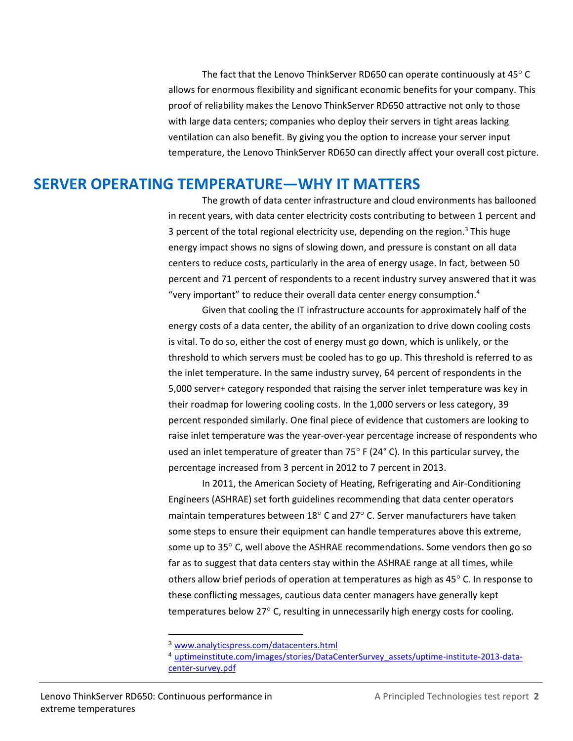The fact that the Lenovo ThinkServer RD650 can operate continuously at 45° C allows for enormous flexibility and significant economic benefits for your company. This proof of reliability makes the Lenovo ThinkServer RD650 attractive not only to those with large data centers; companies who deploy their servers in tight areas lacking ventilation can also benefit. By giving you the option to increase your server input temperature, the Lenovo ThinkServer RD650 can directly affect your overall cost picture.

## SERVER OPERATING TEMPERATURE—WHY IT MATTERS

The growth of data center infrastructure and cloud environments has ballooned in recent years, with data center electricity costs contributing to between 1 percent and 3 percent of the total regional electricity use, depending on the region.[3] This huge energy impact shows no signs of slowing down, and pressure is constant on all data centers to reduce costs, particularly in the area of energy usage. In fact, between 50 percent and 71 percent of respondents to a recent industry survey answered that it was "very important" to reduce their overall data center energy consumption.[4]

Given that cooling the IT infrastructure accounts for approximately half of the energy costs of a data center, the ability of an organization to drive down cooling costs is vital. To do so, either the cost of energy must go down, which is unlikely, or the threshold to which servers must be cooled has to go up. This threshold is referred to as the inlet temperature. In the same industry survey, 64 percent of respondents in the 5,000 server+ category responded that raising the server inlet temperature was key in their roadmap for lowering cooling costs. In the 1,000 servers or less category, 39 percent responded similarly. One final piece of evidence that customers are looking to raise inlet temperature was the year-over-year percentage increase of respondents who used an inlet temperature of greater than 75° F (24° C). In this particular survey, the percentage increased from 3 percent in 2012 to 7 percent in 2013.

In 2011, the American Society of Heating, Refrigerating and Air-Conditioning Engineers (ASHRAE) set forth guidelines recommending that data center operators maintain temperatures between 18° C and 27° C. Server manufacturers have taken some steps to ensure their equipment can handle temperatures above this extreme, some up to 35° C, well above the ASHRAE recommendations. Some vendors then go so far as to suggest that data centers stay within the ASHRAE range at all times, while others allow brief periods of operation at temperatures as high as 45° C. In response to these conflicting messages, cautious data center managers have generally kept temperatures below 27° C, resulting in unnecessarily high energy costs for cooling.

---

[3] www.analyticspress.com/datacenters.html

[4] uptimeinstitute.com/images/stories/DataCenterSurvey_assets/uptime-institute-2013-data-center-survey.pdf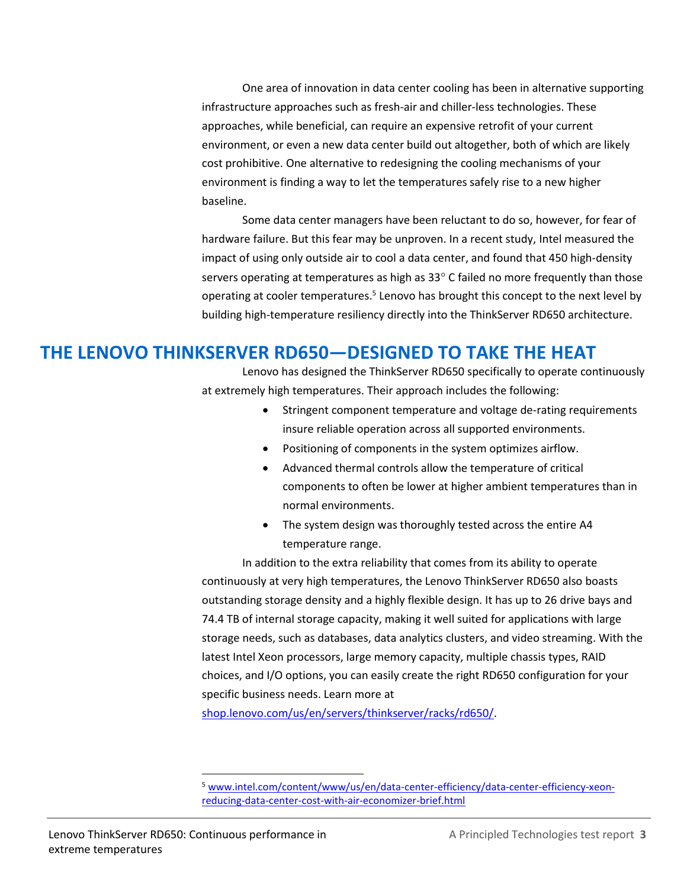One area of innovation in data center cooling has been in alternative supporting infrastructure approaches such as fresh-air and chiller-less technologies. These approaches, while beneficial, can require an expensive retrofit of your current environment, or even a new data center build out altogether, both of which are likely cost prohibitive. One alternative to redesigning the cooling mechanisms of your environment is finding a way to let the temperatures safely rise to a new higher baseline.

Some data center managers have been reluctant to do so, however, for fear of hardware failure. But this fear may be unproven. In a recent study, Intel measured the impact of using only outside air to cool a data center, and found that 450 high-density servers operating at temperatures as high as 33° C failed no more frequently than those operating at cooler temperatures.[5] Lenovo has brought this concept to the next level by building high-temperature resiliency directly into the ThinkServer RD650 architecture.

## THE LENOVO THINKSERVER RD650—DESIGNED TO TAKE THE HEAT

Lenovo has designed the ThinkServer RD650 specifically to operate continuously at extremely high temperatures. Their approach includes the following:

- Stringent component temperature and voltage de-rating requirements insure reliable operation across all supported environments.
- Positioning of components in the system optimizes airflow.
- Advanced thermal controls allow the temperature of critical components to often be lower at higher ambient temperatures than in normal environments.
- The system design was thoroughly tested across the entire A4 temperature range.

In addition to the extra reliability that comes from its ability to operate continuously at very high temperatures, the Lenovo ThinkServer RD650 also boasts outstanding storage density and a highly flexible design. It has up to 26 drive bays and 74.4 TB of internal storage capacity, making it well suited for applications with large storage needs, such as databases, data analytics clusters, and video streaming. With the latest Intel Xeon processors, large memory capacity, multiple chassis types, RAID choices, and I/O options, you can easily create the right RD650 configuration for your specific business needs. Learn more at shop.lenovo.com/us/en/servers/thinkserver/racks/rd650/.

---

[5] www.intel.com/content/www/us/en/data-center-efficiency/data-center-efficiency-xeon-reducing-data-center-cost-with-air-economizer-brief.html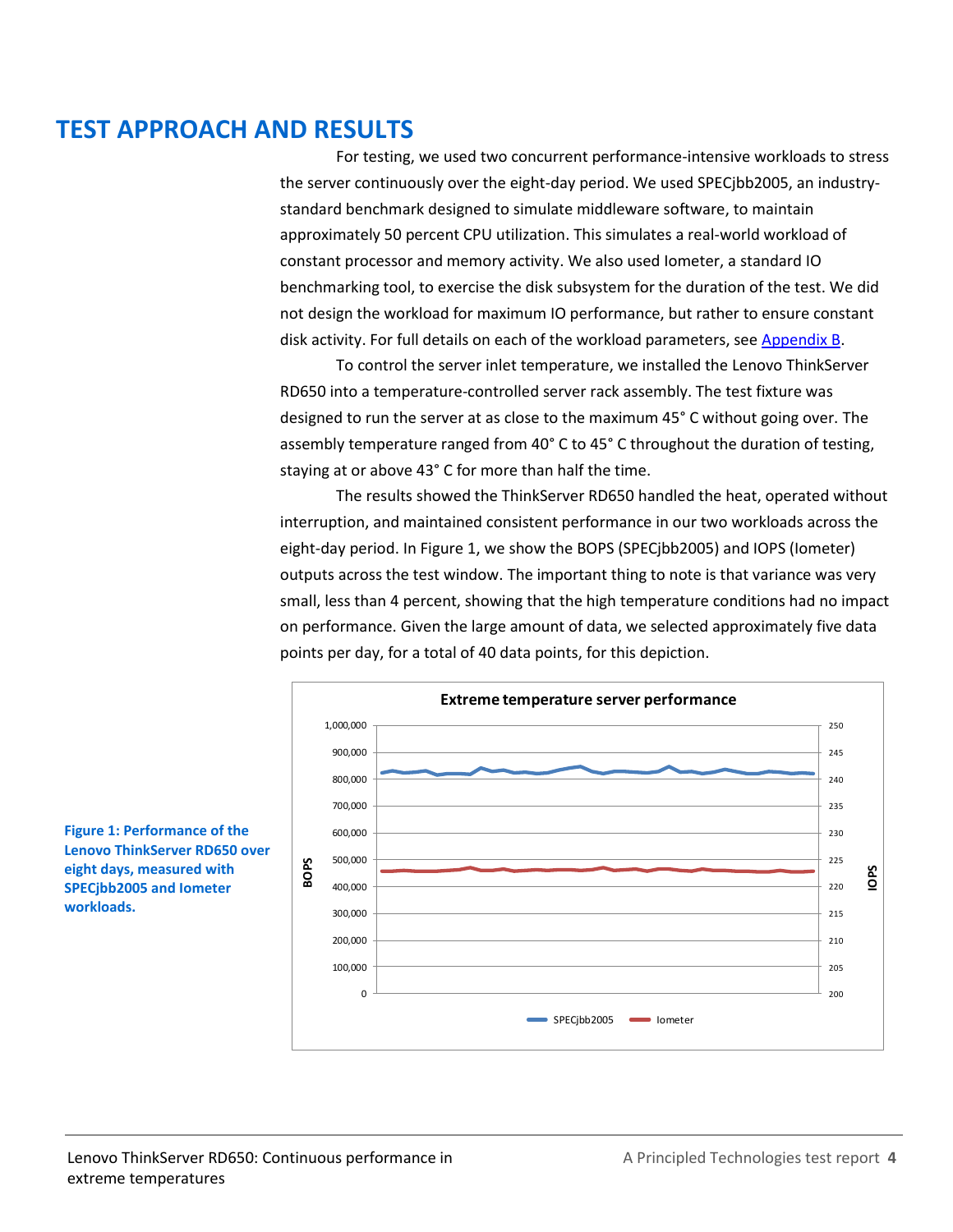## TEST APPROACH AND RESULTS

For testing, we used two concurrent performance-intensive workloads to stress the server continuously over the eight-day period. We used SPECjbb2005, an industry-standard benchmark designed to simulate middleware software, to maintain approximately 50 percent CPU utilization. This simulates a real-world workload of constant processor and memory activity. We also used Iometer, a standard IO benchmarking tool, to exercise the disk subsystem for the duration of the test. We did not design the workload for maximum IO performance, but rather to ensure constant disk activity. For full details on each of the workload parameters, see Appendix B.

To control the server inlet temperature, we installed the Lenovo ThinkServer RD650 into a temperature-controlled server rack assembly. The test fixture was designed to run the server at as close to the maximum 45° C without going over. The assembly temperature ranged from 40° C to 45° C throughout the duration of testing, staying at or above 43° C for more than half the time.

The results showed the ThinkServer RD650 handled the heat, operated without interruption, and maintained consistent performance in our two workloads across the eight-day period. In Figure 1, we show the BOPS (SPECjbb2005) and IOPS (Iometer) outputs across the test window. The important thing to note is that variance was very small, less than 4 percent, showing that the high temperature conditions had no impact on performance. Given the large amount of data, we selected approximately five data points per day, for a total of 40 data points, for this depiction.

**Figure 1: Performance of the Lenovo ThinkServer RD650 over eight days, measured with SPECjbb2005 and Iometer workloads.**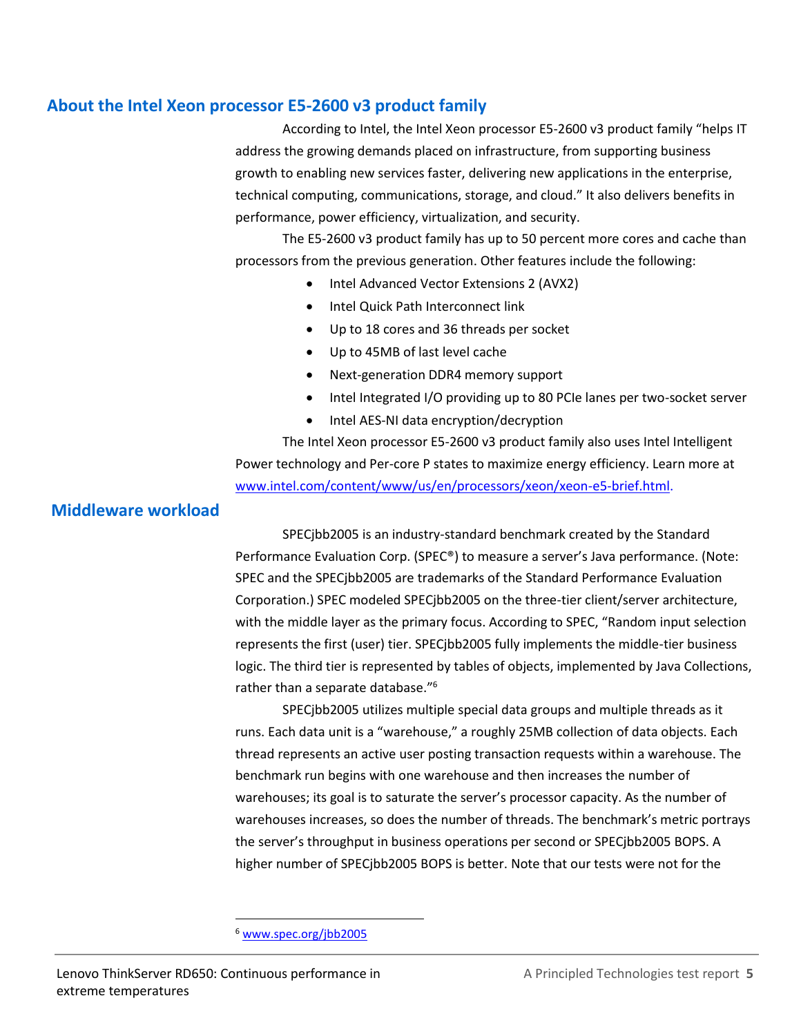## About the Intel Xeon processor E5-2600 v3 product family

According to Intel, the Intel Xeon processor E5-2600 v3 product family "helps IT address the growing demands placed on infrastructure, from supporting business growth to enabling new services faster, delivering new applications in the enterprise, technical computing, communications, storage, and cloud." It also delivers benefits in performance, power efficiency, virtualization, and security.

The E5-2600 v3 product family has up to 50 percent more cores and cache than processors from the previous generation. Other features include the following:

- Intel Advanced Vector Extensions 2 (AVX2)
- Intel Quick Path Interconnect link
- Up to 18 cores and 36 threads per socket
- Up to 45MB of last level cache
- Next-generation DDR4 memory support
- Intel Integrated I/O providing up to 80 PCIe lanes per two-socket server
- Intel AES-NI data encryption/decryption

The Intel Xeon processor E5-2600 v3 product family also uses Intel Intelligent Power technology and Per-core P states to maximize energy efficiency. Learn more at www.intel.com/content/www/us/en/processors/xeon/xeon-e5-brief.html.

## Middleware workload

SPECjbb2005 is an industry-standard benchmark created by the Standard Performance Evaluation Corp. (SPEC®) to measure a server's Java performance. (Note: SPEC and the SPECjbb2005 are trademarks of the Standard Performance Evaluation Corporation.) SPEC modeled SPECjbb2005 on the three-tier client/server architecture, with the middle layer as the primary focus. According to SPEC, "Random input selection represents the first (user) tier. SPECjbb2005 fully implements the middle-tier business logic. The third tier is represented by tables of objects, implemented by Java Collections, rather than a separate database."[6]

SPECjbb2005 utilizes multiple special data groups and multiple threads as it runs. Each data unit is a "warehouse," a roughly 25MB collection of data objects. Each thread represents an active user posting transaction requests within a warehouse. The benchmark run begins with one warehouse and then increases the number of warehouses; its goal is to saturate the server's processor capacity. As the number of warehouses increases, so does the number of threads. The benchmark's metric portrays the server's throughput in business operations per second or SPECjbb2005 BOPS. A higher number of SPECjbb2005 BOPS is better. Note that our tests were not for the

[6] www.spec.org/jbb2005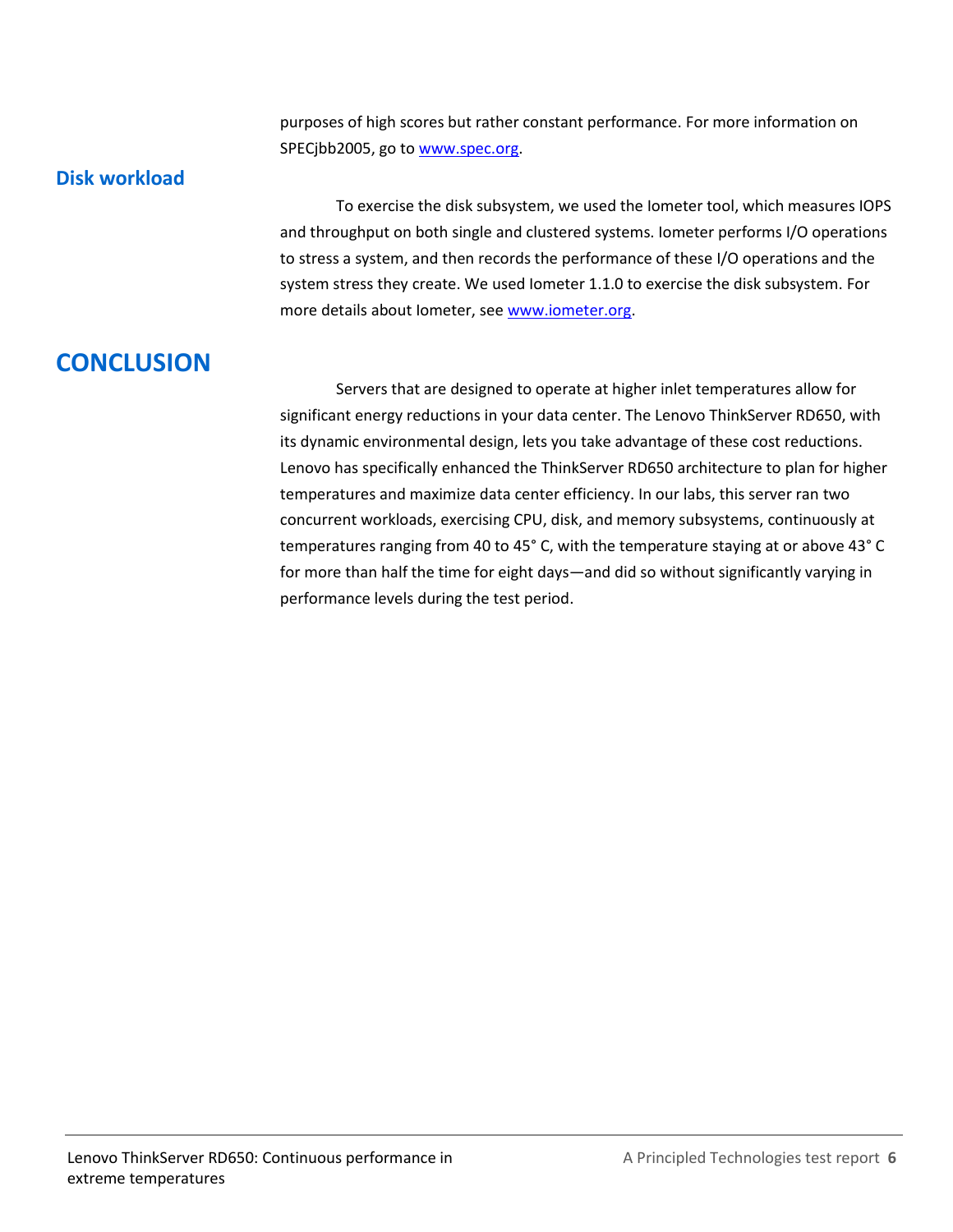purposes of high scores but rather constant performance. For more information on SPECjbb2005, go to [www.spec.org](http://www.spec.org).

### Disk workload

To exercise the disk subsystem, we used the Iometer tool, which measures IOPS and throughput on both single and clustered systems. Iometer performs I/O operations to stress a system, and then records the performance of these I/O operations and the system stress they create. We used Iometer 1.1.0 to exercise the disk subsystem. For more details about Iometer, see [www.iometer.org](http://www.iometer.org).

## CONCLUSION

Servers that are designed to operate at higher inlet temperatures allow for significant energy reductions in your data center. The Lenovo ThinkServer RD650, with its dynamic environmental design, lets you take advantage of these cost reductions. Lenovo has specifically enhanced the ThinkServer RD650 architecture to plan for higher temperatures and maximize data center efficiency. In our labs, this server ran two concurrent workloads, exercising CPU, disk, and memory subsystems, continuously at temperatures ranging from 40 to 45° C, with the temperature staying at or above 43° C for more than half the time for eight days—and did so without significantly varying in performance levels during the test period.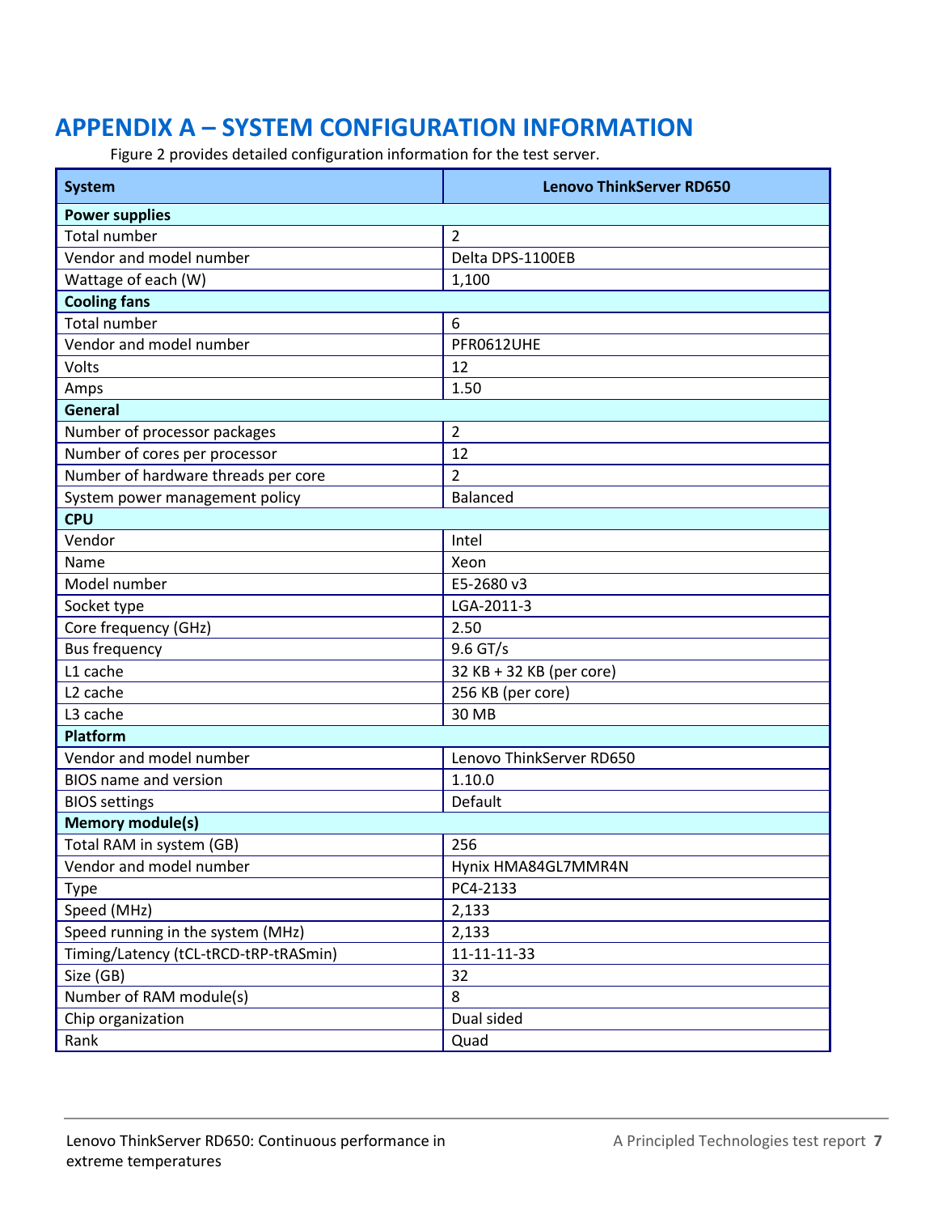# APPENDIX A – SYSTEM CONFIGURATION INFORMATION

Figure 2 provides detailed configuration information for the test server.

| System | Lenovo ThinkServer RD650 |
|---|---|
| **Power supplies** | |
| Total number | 2 |
| Vendor and model number | Delta DPS-1100EB |
| Wattage of each (W) | 1,100 |
| **Cooling fans** | |
| Total number | 6 |
| Vendor and model number | PFR0612UHE |
| Volts | 12 |
| Amps | 1.50 |
| **General** | |
| Number of processor packages | 2 |
| Number of cores per processor | 12 |
| Number of hardware threads per core | 2 |
| System power management policy | Balanced |
| **CPU** | |
| Vendor | Intel |
| Name | Xeon |
| Model number | E5-2680 v3 |
| Socket type | LGA-2011-3 |
| Core frequency (GHz) | 2.50 |
| Bus frequency | 9.6 GT/s |
| L1 cache | 32 KB + 32 KB (per core) |
| L2 cache | 256 KB (per core) |
| L3 cache | 30 MB |
| **Platform** | |
| Vendor and model number | Lenovo ThinkServer RD650 |
| BIOS name and version | 1.10.0 |
| BIOS settings | Default |
| **Memory module(s)** | |
| Total RAM in system (GB) | 256 |
| Vendor and model number | Hynix HMA84GL7MMR4N |
| Type | PC4-2133 |
| Speed (MHz) | 2,133 |
| Speed running in the system (MHz) | 2,133 |
| Timing/Latency (tCL-tRCD-tRP-tRASmin) | 11-11-11-33 |
| Size (GB) | 32 |
| Number of RAM module(s) | 8 |
| Chip organization | Dual sided |
| Rank | Quad |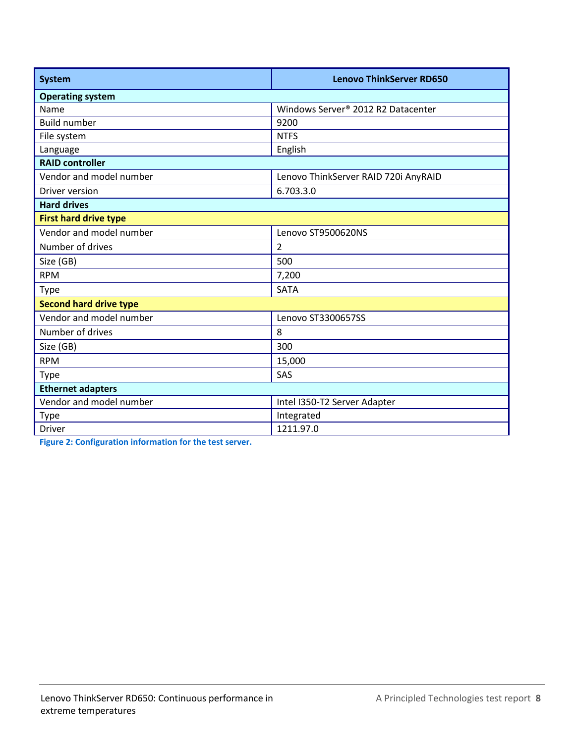| System | Lenovo ThinkServer RD650 |
| --- | --- |
| **Operating system** | |
| Name | Windows Server® 2012 R2 Datacenter |
| Build number | 9200 |
| File system | NTFS |
| Language | English |
| **RAID controller** | |
| Vendor and model number | Lenovo ThinkServer RAID 720i AnyRAID |
| Driver version | 6.703.3.0 |
| **Hard drives** | |
| **First hard drive type** | |
| Vendor and model number | Lenovo ST9500620NS |
| Number of drives | 2 |
| Size (GB) | 500 |
| RPM | 7,200 |
| Type | SATA |
| **Second hard drive type** | |
| Vendor and model number | Lenovo ST3300657SS |
| Number of drives | 8 |
| Size (GB) | 300 |
| RPM | 15,000 |
| Type | SAS |
| **Ethernet adapters** | |
| Vendor and model number | Intel I350-T2 Server Adapter |
| Type | Integrated |
| Driver | 1211.97.0 |

**Figure 2: Configuration information for the test server.**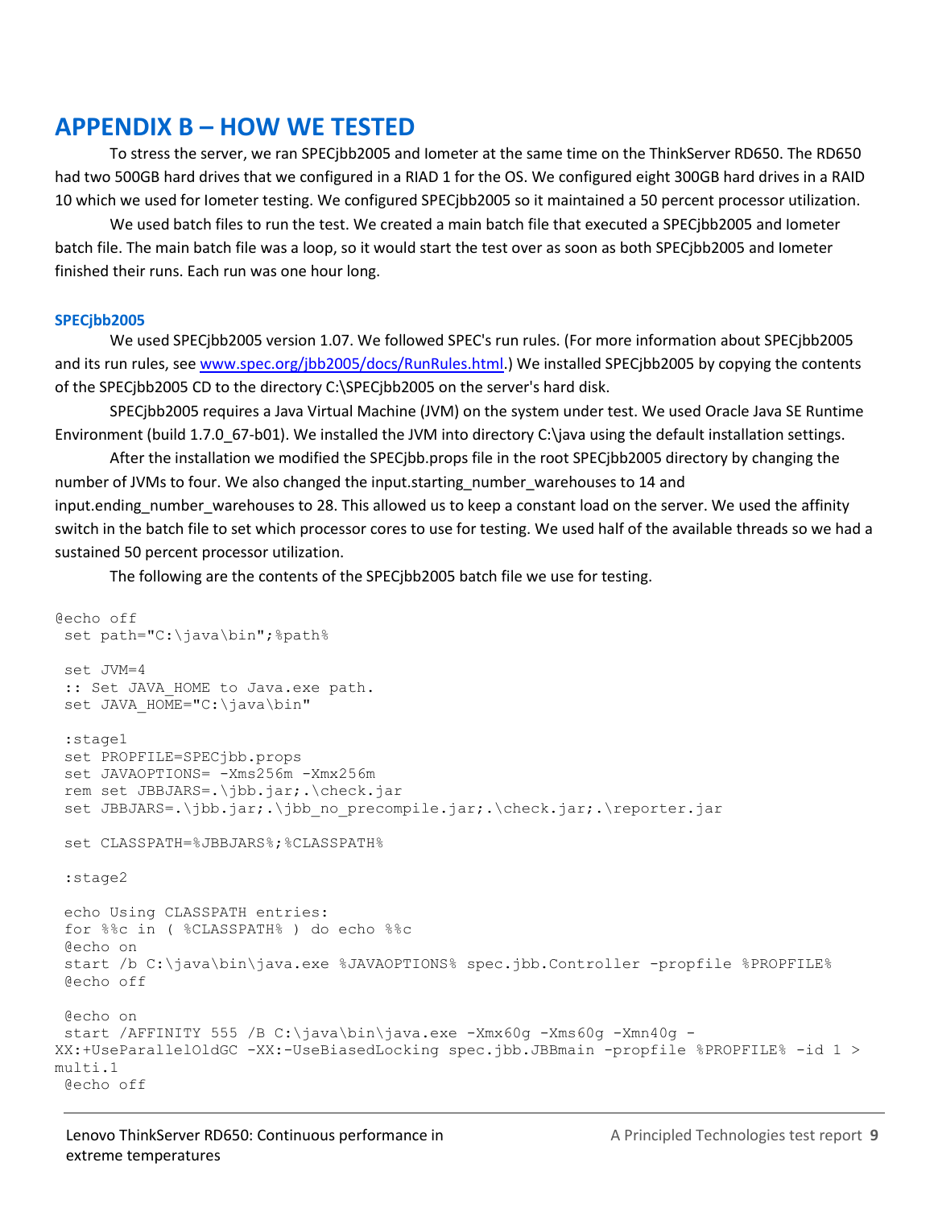## APPENDIX B – HOW WE TESTED

To stress the server, we ran SPECjbb2005 and Iometer at the same time on the ThinkServer RD650. The RD650 had two 500GB hard drives that we configured in a RIAD 1 for the OS. We configured eight 300GB hard drives in a RAID 10 which we used for Iometer testing. We configured SPECjbb2005 so it maintained a 50 percent processor utilization.

We used batch files to run the test. We created a main batch file that executed a SPECjbb2005 and Iometer batch file. The main batch file was a loop, so it would start the test over as soon as both SPECjbb2005 and Iometer finished their runs. Each run was one hour long.

### SPECjbb2005

We used SPECjbb2005 version 1.07. We followed SPEC's run rules. (For more information about SPECjbb2005 and its run rules, see [www.spec.org/jbb2005/docs/RunRules.html](http://www.spec.org/jbb2005/docs/RunRules.html).) We installed SPECjbb2005 by copying the contents of the SPECjbb2005 CD to the directory C:\SPECjbb2005 on the server's hard disk.

SPECjbb2005 requires a Java Virtual Machine (JVM) on the system under test. We used Oracle Java SE Runtime Environment (build 1.7.0_67-b01). We installed the JVM into directory C:\java using the default installation settings.

After the installation we modified the SPECjbb.props file in the root SPECjbb2005 directory by changing the number of JVMs to four. We also changed the input.starting_number_warehouses to 14 and input.ending_number_warehouses to 28. This allowed us to keep a constant load on the server. We used the affinity switch in the batch file to set which processor cores to use for testing. We used half of the available threads so we had a sustained 50 percent processor utilization.

The following are the contents of the SPECjbb2005 batch file we use for testing.

```
@echo off
 set path="C:\java\bin";%path%

 set JVM=4
 :: Set JAVA_HOME to Java.exe path.
 set JAVA_HOME="C:\java\bin"

 :stage1
 set PROPFILE=SPECjbb.props
 set JAVAOPTIONS= -Xms256m -Xmx256m
 rem set JBBJARS=.\jbb.jar;.\check.jar
 set JBBJARS=.\jbb.jar;.\jbb_no_precompile.jar;.\check.jar;.\reporter.jar

 set CLASSPATH=%JBBJARS%;%CLASSPATH%

 :stage2

 echo Using CLASSPATH entries:
 for %%c in ( %CLASSPATH% ) do echo %%c
 @echo on
 start /b C:\java\bin\java.exe %JAVAOPTIONS% spec.jbb.Controller -propfile %PROPFILE%
 @echo off

 @echo on
 start /AFFINITY 555 /B C:\java\bin\java.exe -Xmx60g -Xms60g -Xmn40g -
XX:+UseParallelOldGC -XX:-UseBiasedLocking spec.jbb.JBBmain -propfile %PROPFILE% -id 1 >
multi.1
 @echo off
```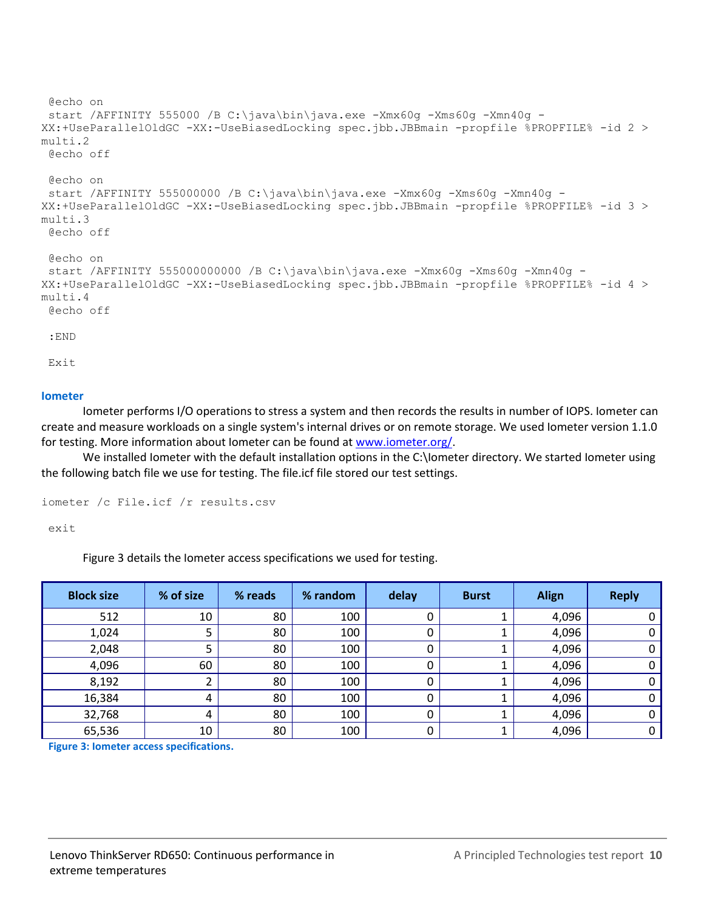```
@echo on
start /AFFINITY 555000 /B C:\java\bin\java.exe -Xmx60g -Xms60g -Xmn40g -
XX:+UseParallelOldGC -XX:-UseBiasedLocking spec.jbb.JBBmain -propfile %PROPFILE% -id 2 >
multi.2
@echo off

@echo on
start /AFFINITY 555000000 /B C:\java\bin\java.exe -Xmx60g -Xms60g -Xmn40g -
XX:+UseParallelOldGC -XX:-UseBiasedLocking spec.jbb.JBBmain -propfile %PROPFILE% -id 3 >
multi.3
@echo off

@echo on
start /AFFINITY 555000000000 /B C:\java\bin\java.exe -Xmx60g -Xms60g -Xmn40g -
XX:+UseParallelOldGC -XX:-UseBiasedLocking spec.jbb.JBBmain -propfile %PROPFILE% -id 4 >
multi.4
@echo off

:END

Exit
```

### Iometer

Iometer performs I/O operations to stress a system and then records the results in number of IOPS. Iometer can create and measure workloads on a single system's internal drives or on remote storage. We used Iometer version 1.1.0 for testing. More information about Iometer can be found at www.iometer.org/.

We installed Iometer with the default installation options in the C:\Iometer directory. We started Iometer using the following batch file we use for testing. The file.icf file stored our test settings.

```
iometer /c File.icf /r results.csv

exit
```

Figure 3 details the Iometer access specifications we used for testing.

| Block size | % of size | % reads | % random | delay | Burst | Align | Reply |
|---|---|---|---|---|---|---|---|
| 512 | 10 | 80 | 100 | 0 | 1 | 4,096 | 0 |
| 1,024 | 5 | 80 | 100 | 0 | 1 | 4,096 | 0 |
| 2,048 | 5 | 80 | 100 | 0 | 1 | 4,096 | 0 |
| 4,096 | 60 | 80 | 100 | 0 | 1 | 4,096 | 0 |
| 8,192 | 2 | 80 | 100 | 0 | 1 | 4,096 | 0 |
| 16,384 | 4 | 80 | 100 | 0 | 1 | 4,096 | 0 |
| 32,768 | 4 | 80 | 100 | 0 | 1 | 4,096 | 0 |
| 65,536 | 10 | 80 | 100 | 0 | 1 | 4,096 | 0 |

**Figure 3: Iometer access specifications.**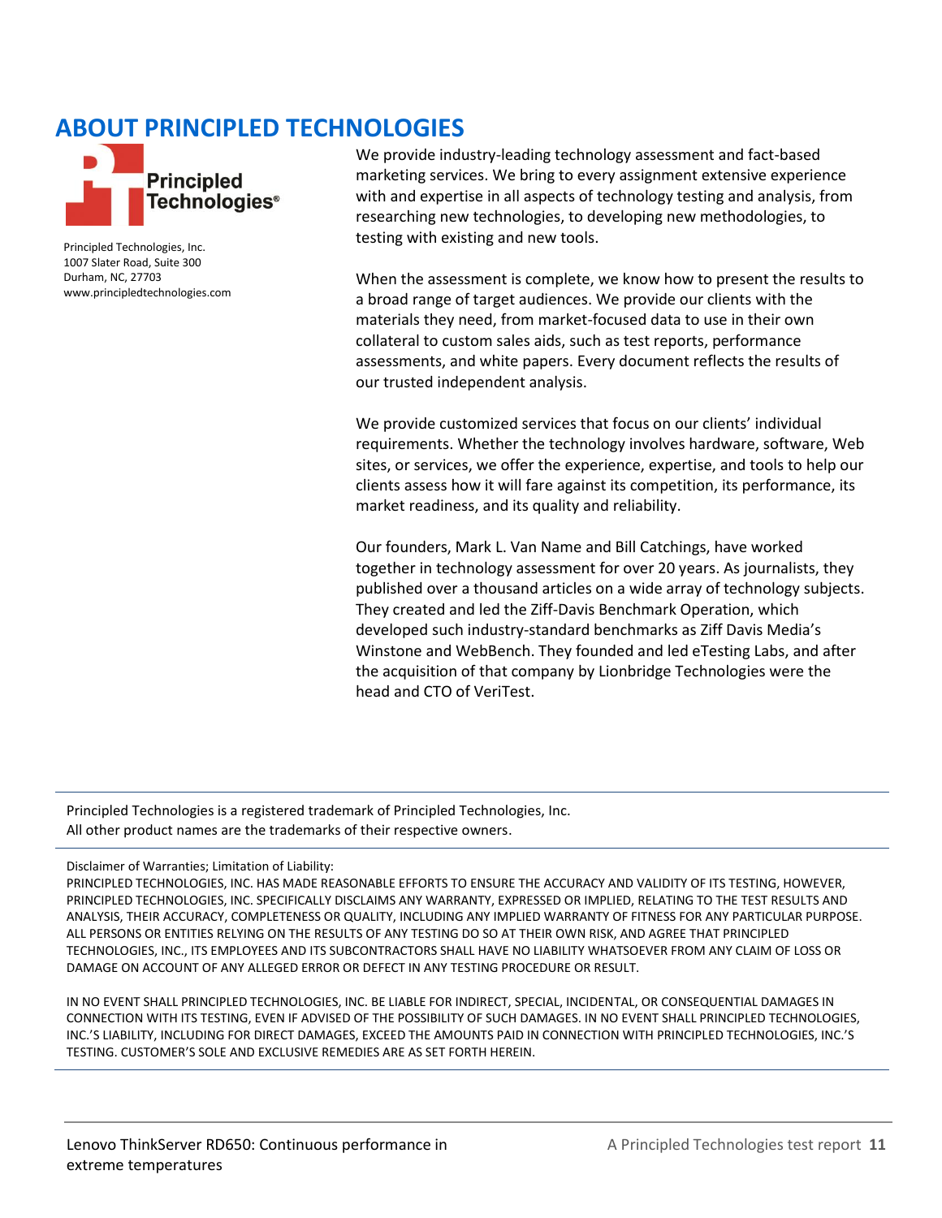## ABOUT PRINCIPLED TECHNOLOGIES

Principled Technologies, Inc.
1007 Slater Road, Suite 300
Durham, NC, 27703
www.principledtechnologies.com

We provide industry-leading technology assessment and fact-based marketing services. We bring to every assignment extensive experience with and expertise in all aspects of technology testing and analysis, from researching new technologies, to developing new methodologies, to testing with existing and new tools.

When the assessment is complete, we know how to present the results to a broad range of target audiences. We provide our clients with the materials they need, from market-focused data to use in their own collateral to custom sales aids, such as test reports, performance assessments, and white papers. Every document reflects the results of our trusted independent analysis.

We provide customized services that focus on our clients' individual requirements. Whether the technology involves hardware, software, Web sites, or services, we offer the experience, expertise, and tools to help our clients assess how it will fare against its competition, its performance, its market readiness, and its quality and reliability.

Our founders, Mark L. Van Name and Bill Catchings, have worked together in technology assessment for over 20 years. As journalists, they published over a thousand articles on a wide array of technology subjects. They created and led the Ziff-Davis Benchmark Operation, which developed such industry-standard benchmarks as Ziff Davis Media's Winstone and WebBench. They founded and led eTesting Labs, and after the acquisition of that company by Lionbridge Technologies were the head and CTO of VeriTest.

Principled Technologies is a registered trademark of Principled Technologies, Inc.
All other product names are the trademarks of their respective owners.

Disclaimer of Warranties; Limitation of Liability:
PRINCIPLED TECHNOLOGIES, INC. HAS MADE REASONABLE EFFORTS TO ENSURE THE ACCURACY AND VALIDITY OF ITS TESTING, HOWEVER, PRINCIPLED TECHNOLOGIES, INC. SPECIFICALLY DISCLAIMS ANY WARRANTY, EXPRESSED OR IMPLIED, RELATING TO THE TEST RESULTS AND ANALYSIS, THEIR ACCURACY, COMPLETENESS OR QUALITY, INCLUDING ANY IMPLIED WARRANTY OF FITNESS FOR ANY PARTICULAR PURPOSE. ALL PERSONS OR ENTITIES RELYING ON THE RESULTS OF ANY TESTING DO SO AT THEIR OWN RISK, AND AGREE THAT PRINCIPLED TECHNOLOGIES, INC., ITS EMPLOYEES AND ITS SUBCONTRACTORS SHALL HAVE NO LIABILITY WHATSOEVER FROM ANY CLAIM OF LOSS OR DAMAGE ON ACCOUNT OF ANY ALLEGED ERROR OR DEFECT IN ANY TESTING PROCEDURE OR RESULT.

IN NO EVENT SHALL PRINCIPLED TECHNOLOGIES, INC. BE LIABLE FOR INDIRECT, SPECIAL, INCIDENTAL, OR CONSEQUENTIAL DAMAGES IN CONNECTION WITH ITS TESTING, EVEN IF ADVISED OF THE POSSIBILITY OF SUCH DAMAGES. IN NO EVENT SHALL PRINCIPLED TECHNOLOGIES, INC.'S LIABILITY, INCLUDING FOR DIRECT DAMAGES, EXCEED THE AMOUNTS PAID IN CONNECTION WITH PRINCIPLED TECHNOLOGIES, INC.'S TESTING. CUSTOMER'S SOLE AND EXCLUSIVE REMEDIES ARE AS SET FORTH HEREIN.